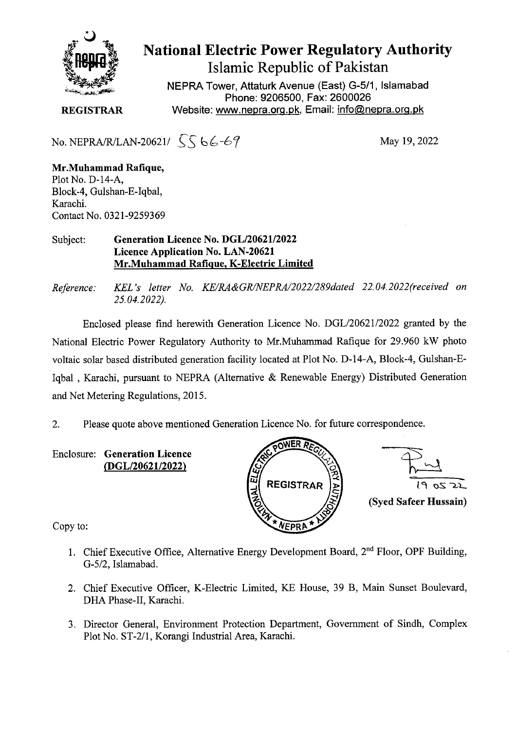# National Electric Power Regulatory Authority

## Islamic Republic of Pakistan

NEPRA Tower, Attaturk Avenue (East) G-5/1, Islamabad
Phone: 9206500, Fax: 2600026
Website: www.nepra.org.pk, Email: info@nepra.org.pk

**REGISTRAR**

No. NEPRA/R/LAN-20621/ 5566-69

May 19, 2022

**Mr.Muhammad Rafique,**
Plot No. D-14-A,
Block-4, Gulshan-E-Iqbal,
Karachi.
Contact No. 0321-9259369

Subject: **Generation Licence No. DGL/20621/2022**
**Licence Application No. LAN-20621**
**Mr.Muhammad Rafique, K-Electric Limited**

*Reference: KEL's letter No. KE/RA&GR/NEPRA/2022/289dated 22.04.2022(received on 25.04.2022).*

Enclosed please find herewith Generation Licence No. DGL/20621/2022 granted by the National Electric Power Regulatory Authority to Mr.Muhammad Rafique for 29.960 kW photo voltaic solar based distributed generation facility located at Plot No. D-14-A, Block-4, Gulshan-E-Iqbal , Karachi, pursuant to NEPRA (Alternative & Renewable Energy) Distributed Generation and Net Metering Regulations, 2015.

2. Please quote above mentioned Generation Licence No. for future correspondence.

Enclosure: **Generation Licence**
**(DGL/20621/2022)**

19 05 22

**(Syed Safeer Hussain)**

Copy to:

1. Chief Executive Office, Alternative Energy Development Board, 2nd Floor, OPF Building, G-5/2, Islamabad.
2. Chief Executive Officer, K-Electric Limited, KE House, 39 B, Main Sunset Boulevard, DHA Phase-II, Karachi.
3. Director General, Environment Protection Department, Government of Sindh, Complex Plot No. ST-2/1, Korangi Industrial Area, Karachi.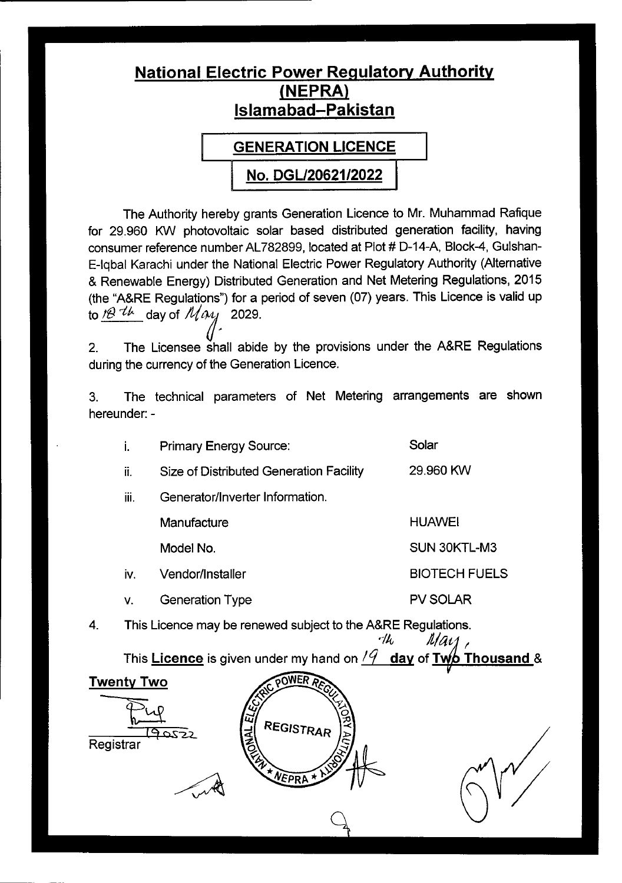# National Electric Power Regulatory Authority (NEPRA) Islamabad–Pakistan

## GENERATION LICENCE

## No. DGL/20621/2022

The Authority hereby grants Generation Licence to Mr. Muhammad Rafique for 29.960 KW photovoltaic solar based distributed generation facility, having consumer reference number AL782899, located at Plot # D-14-A, Block-4, Gulshan-E-Iqbal Karachi under the National Electric Power Regulatory Authority (Alternative & Renewable Energy) Distributed Generation and Net Metering Regulations, 2015 (the "A&RE Regulations") for a period of seven (07) years. This Licence is valid up to 18th day of May 2029.

2. The Licensee shall abide by the provisions under the A&RE Regulations during the currency of the Generation Licence.

3. The technical parameters of Net Metering arrangements are shown hereunder: -

| | | |
|---|---|---|
| i. | Primary Energy Source: | Solar |
| ii. | Size of Distributed Generation Facility | 29.960 KW |
| iii. | Generator/Inverter Information. | |
| | Manufacture | HUAWEI |
| | Model No. | SUN 30KTL-M3 |
| iv. | Vendor/Installer | BIOTECH FUELS |
| v. | Generation Type | PV SOLAR |

4. This Licence may be renewed subject to the A&RE Regulations.

This **Licence** is given under my hand on 19th **day** of May, **Two Thousand & Twenty Two**

190522

Registrar

REGISTRAR
NATIONAL ELECTRIC POWER REGULATORY AUTHORITY
NEPRA